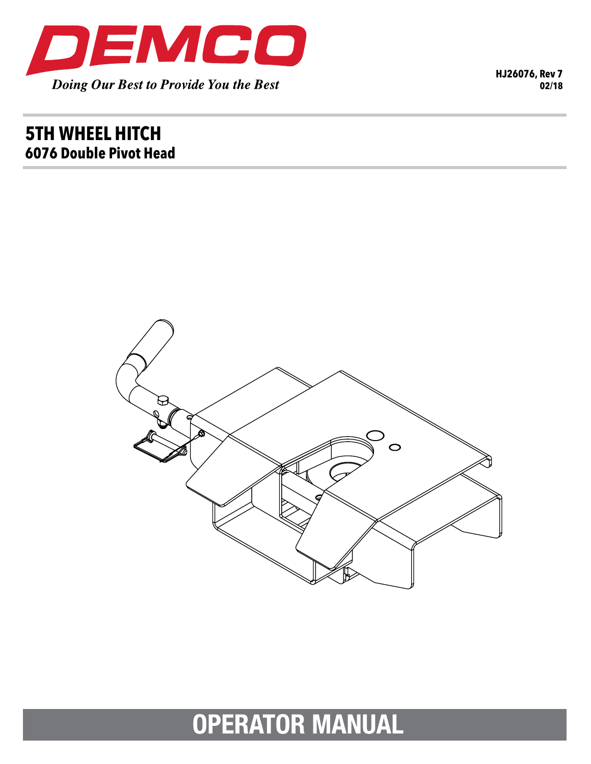DEMCO

*Doing Our Best to Provide You the Best*

**HJ26076, Rev 7**
**02/18**

# 5TH WHEEL HITCH

## 6076 Double Pivot Head

# OPERATOR MANUAL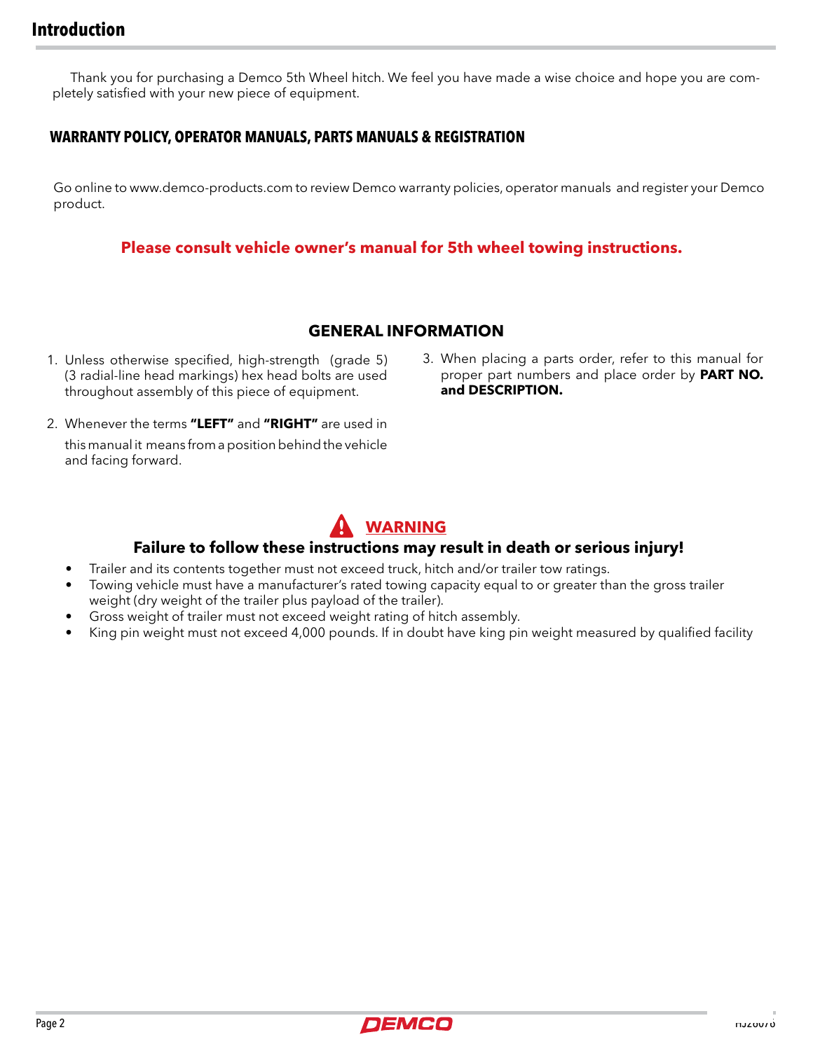# Introduction

Thank you for purchasing a Demco 5th Wheel hitch. We feel you have made a wise choice and hope you are completely satisfied with your new piece of equipment.

## WARRANTY POLICY, OPERATOR MANUALS, PARTS MANUALS & REGISTRATION

Go online to www.demco-products.com to review Demco warranty policies, operator manuals and register your Demco product.

**Please consult vehicle owner's manual for 5th wheel towing instructions.**

## GENERAL INFORMATION

1. Unless otherwise specified, high-strength (grade 5) (3 radial-line head markings) hex head bolts are used throughout assembly of this piece of equipment.
2. Whenever the terms **"LEFT"** and **"RIGHT"** are used in this manual it means from a position behind the vehicle and facing forward.
3. When placing a parts order, refer to this manual for proper part numbers and place order by **PART NO. and DESCRIPTION.**

## WARNING

**Failure to follow these instructions may result in death or serious injury!**

- Trailer and its contents together must not exceed truck, hitch and/or trailer tow ratings.
- Towing vehicle must have a manufacturer's rated towing capacity equal to or greater than the gross trailer weight (dry weight of the trailer plus payload of the trailer).
- Gross weight of trailer must not exceed weight rating of hitch assembly.
- King pin weight must not exceed 4,000 pounds. If in doubt have king pin weight measured by qualified facility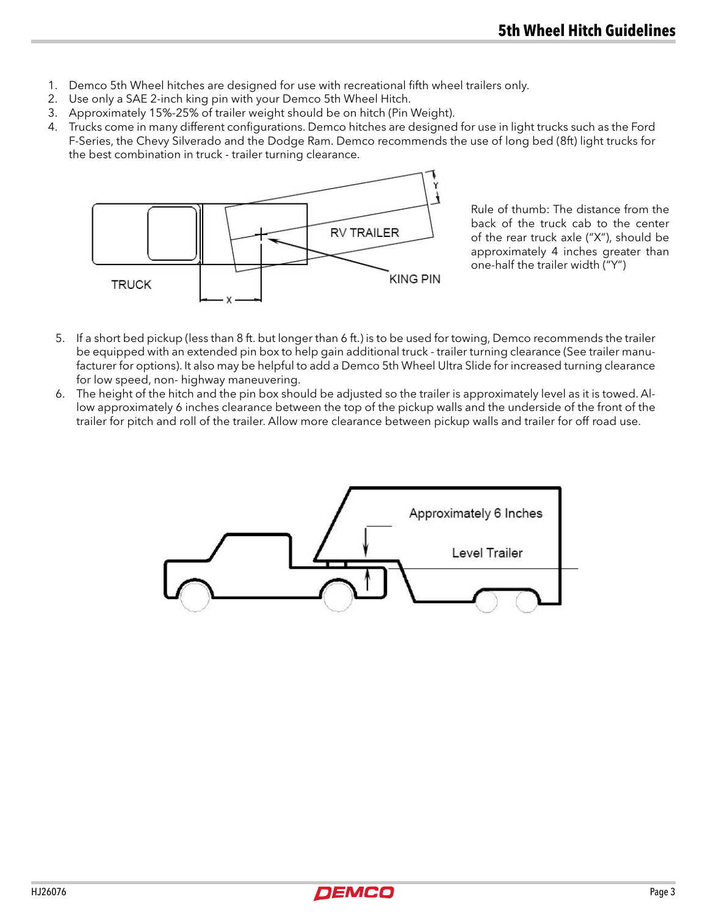# 5th Wheel Hitch Guidelines

1. Demco 5th Wheel hitches are designed for use with recreational fifth wheel trailers only.
2. Use only a SAE 2-inch king pin with your Demco 5th Wheel Hitch.
3. Approximately 15%-25% of trailer weight should be on hitch (Pin Weight).
4. Trucks come in many different configurations. Demco hitches are designed for use in light trucks such as the Ford F-Series, the Chevy Silverado and the Dodge Ram. Demco recommends the use of long bed (8ft) light trucks for the best combination in truck - trailer turning clearance.

Rule of thumb: The distance from the back of the truck cab to the center of the rear truck axle ("X"), should be approximately 4 inches greater than one-half the trailer width ("Y")

5. If a short bed pickup (less than 8 ft. but longer than 6 ft.) is to be used for towing, Demco recommends the trailer be equipped with an extended pin box to help gain additional truck - trailer turning clearance (See trailer manufacturer for options). It also may be helpful to add a Demco 5th Wheel Ultra Slide for increased turning clearance for low speed, non- highway maneuvering.
6. The height of the hitch and the pin box should be adjusted so the trailer is approximately level as it is towed. Allow approximately 6 inches clearance between the top of the pickup walls and the underside of the front of the trailer for pitch and roll of the trailer. Allow more clearance between pickup walls and trailer for off road use.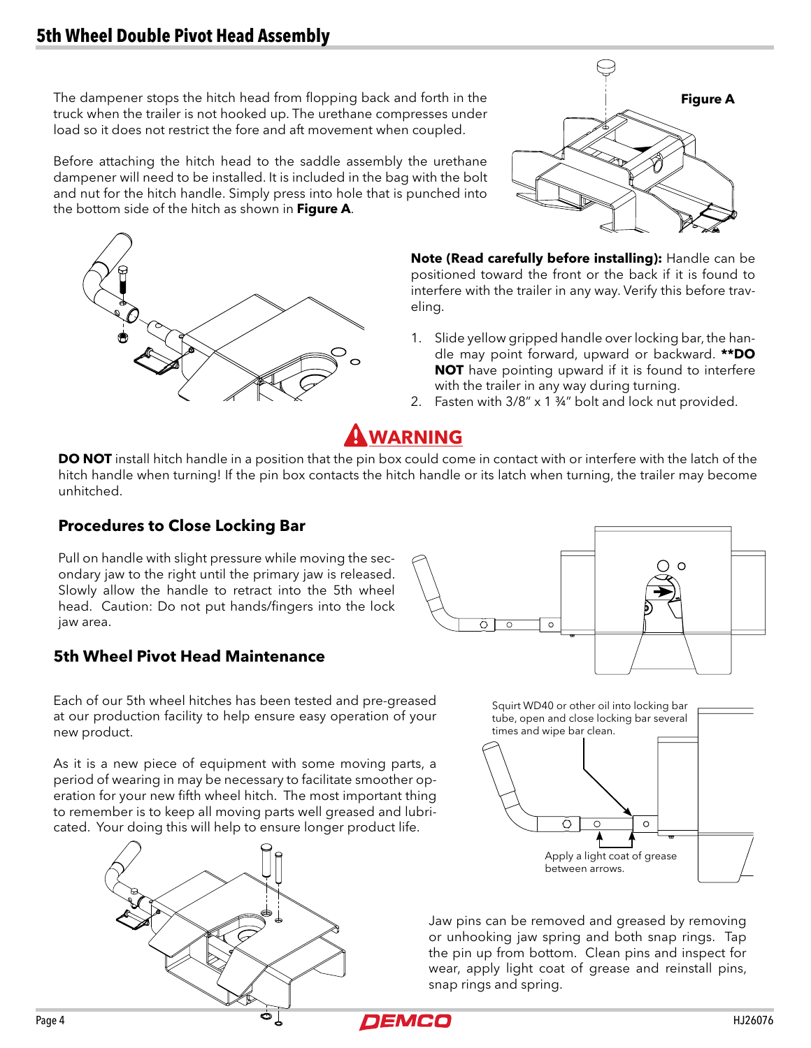# 5th Wheel Double Pivot Head Assembly

The dampener stops the hitch head from flopping back and forth in the truck when the trailer is not hooked up. The urethane compresses under load so it does not restrict the fore and aft movement when coupled.

Before attaching the hitch head to the saddle assembly the urethane dampener will need to be installed. It is included in the bag with the bolt and nut for the hitch handle. Simply press into hole that is punched into the bottom side of the hitch as shown in **Figure A**.

**Figure A**

**Note (Read carefully before installing):** Handle can be positioned toward the front or the back if it is found to interfere with the trailer in any way. Verify this before traveling.

1. Slide yellow gripped handle over locking bar, the handle may point forward, upward or backward. **\*\*DO NOT** have pointing upward if it is found to interfere with the trailer in any way during turning.
2. Fasten with 3/8" x 1 ¾" bolt and lock nut provided.

## WARNING

**DO NOT** install hitch handle in a position that the pin box could come in contact with or interfere with the latch of the hitch handle when turning! If the pin box contacts the hitch handle or its latch when turning, the trailer may become unhitched.

### Procedures to Close Locking Bar

Pull on handle with slight pressure while moving the secondary jaw to the right until the primary jaw is released. Slowly allow the handle to retract into the 5th wheel head. Caution: Do not put hands/fingers into the lock jaw area.

### 5th Wheel Pivot Head Maintenance

Each of our 5th wheel hitches has been tested and pre-greased at our production facility to help ensure easy operation of your new product.

As it is a new piece of equipment with some moving parts, a period of wearing in may be necessary to facilitate smoother operation for your new fifth wheel hitch. The most important thing to remember is to keep all moving parts well greased and lubricated. Your doing this will help to ensure longer product life.

Squirt WD40 or other oil into locking bar tube, open and close locking bar several times and wipe bar clean.

Apply a light coat of grease between arrows.

Jaw pins can be removed and greased by removing or unhooking jaw spring and both snap rings. Tap the pin up from bottom. Clean pins and inspect for wear, apply light coat of grease and reinstall pins, snap rings and spring.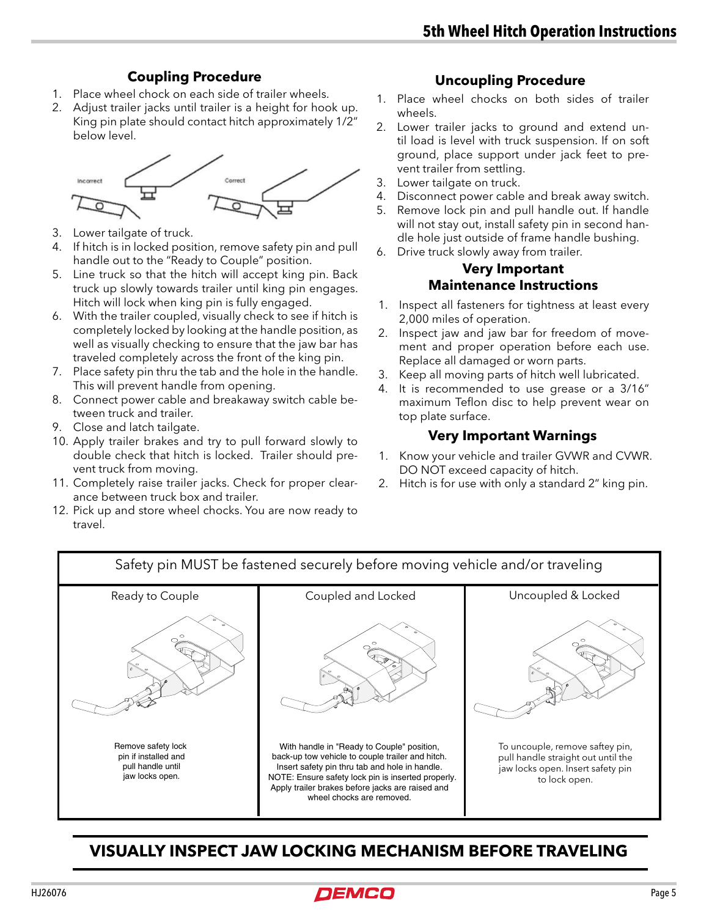# 5th Wheel Hitch Operation Instructions

## Coupling Procedure

1. Place wheel chock on each side of trailer wheels.
2. Adjust trailer jacks until trailer is a height for hook up. King pin plate should contact hitch approximately 1/2" below level.

Incorrect Correct

3. Lower tailgate of truck.
4. If hitch is in locked position, remove safety pin and pull handle out to the "Ready to Couple" position.
5. Line truck so that the hitch will accept king pin. Back truck up slowly towards trailer until king pin engages. Hitch will lock when king pin is fully engaged.
6. With the trailer coupled, visually check to see if hitch is completely locked by looking at the handle position, as well as visually checking to ensure that the jaw bar has traveled completely across the front of the king pin.
7. Place safety pin thru the tab and the hole in the handle. This will prevent handle from opening.
8. Connect power cable and breakaway switch cable between truck and trailer.
9. Close and latch tailgate.
10. Apply trailer brakes and try to pull forward slowly to double check that hitch is locked. Trailer should prevent truck from moving.
11. Completely raise trailer jacks. Check for proper clearance between truck box and trailer.
12. Pick up and store wheel chocks. You are now ready to travel.

## Uncoupling Procedure

1. Place wheel chocks on both sides of trailer wheels.
2. Lower trailer jacks to ground and extend until load is level with truck suspension. If on soft ground, place support under jack feet to prevent trailer from settling.
3. Lower tailgate on truck.
4. Disconnect power cable and break away switch.
5. Remove lock pin and pull handle out. If handle will not stay out, install safety pin in second handle hole just outside of frame handle bushing.
6. Drive truck slowly away from trailer.

## Very Important Maintenance Instructions

1. Inspect all fasteners for tightness at least every 2,000 miles of operation.
2. Inspect jaw and jaw bar for freedom of movement and proper operation before each use. Replace all damaged or worn parts.
3. Keep all moving parts of hitch well lubricated.
4. It is recommended to use grease or a 3/16" maximum Teflon disc to help prevent wear on top plate surface.

## Very Important Warnings

1. Know your vehicle and trailer GVWR and CVWR. DO NOT exceed capacity of hitch.
2. Hitch is for use with only a standard 2" king pin.

| Safety pin MUST be fastened securely before moving vehicle and/or traveling | | |
|---|---|---|
| Ready to Couple | Coupled and Locked | Uncoupled & Locked |
| Remove safety lock pin if installed and pull handle until jaw locks open. | With handle in "Ready to Couple" position, back-up tow vehicle to couple trailer and hitch. Insert safety pin thru tab and hole in handle. NOTE: Ensure safety lock pin is inserted properly. Apply trailer brakes before jacks are raised and wheel chocks are removed. | To uncouple, remove saftey pin, pull handle straight out until the jaw locks open. Insert safety pin to lock open. |

## VISUALLY INSPECT JAW LOCKING MECHANISM BEFORE TRAVELING

HJ26076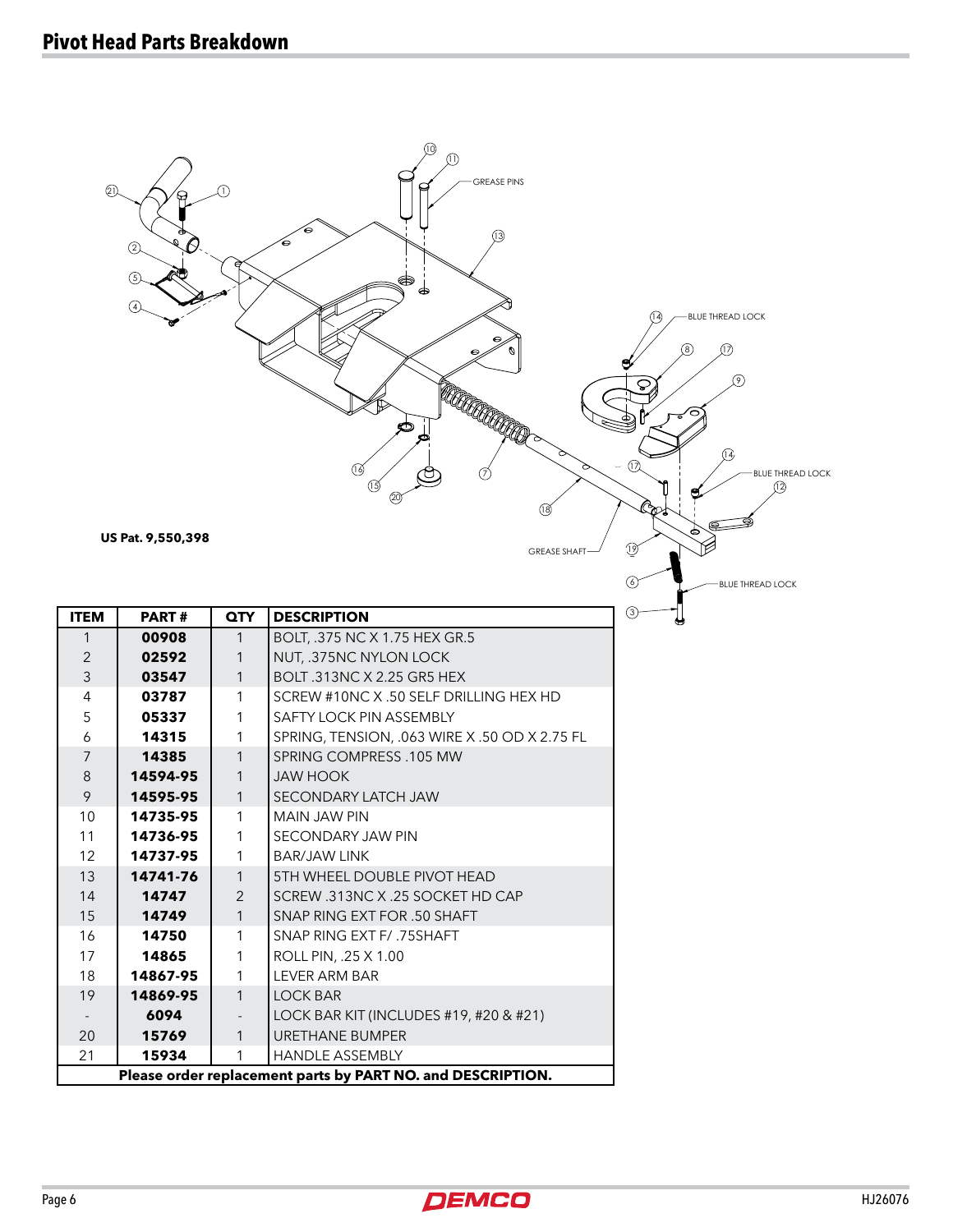# Pivot Head Parts Breakdown

GREASE PINS

BLUE THREAD LOCK

BLUE THREAD LOCK

BLUE THREAD LOCK

GREASE SHAFT

**US Pat. 9,550,398**

| ITEM | PART # | QTY | DESCRIPTION |
|---|---|---|---|
| 1 | **00908** | 1 | BOLT, .375 NC X 1.75 HEX GR.5 |
| 2 | **02592** | 1 | NUT, .375NC NYLON LOCK |
| 3 | **03547** | 1 | BOLT .313NC X 2.25 GR5 HEX |
| 4 | **03787** | 1 | SCREW #10NC X .50 SELF DRILLING HEX HD |
| 5 | **05337** | 1 | SAFTY LOCK PIN ASSEMBLY |
| 6 | **14315** | 1 | SPRING, TENSION, .063 WIRE X .50 OD X 2.75 FL |
| 7 | **14385** | 1 | SPRING COMPRESS .105 MW |
| 8 | **14594-95** | 1 | JAW HOOK |
| 9 | **14595-95** | 1 | SECONDARY LATCH JAW |
| 10 | **14735-95** | 1 | MAIN JAW PIN |
| 11 | **14736-95** | 1 | SECONDARY JAW PIN |
| 12 | **14737-95** | 1 | BAR/JAW LINK |
| 13 | **14741-76** | 1 | 5TH WHEEL DOUBLE PIVOT HEAD |
| 14 | **14747** | 2 | SCREW .313NC X .25 SOCKET HD CAP |
| 15 | **14749** | 1 | SNAP RING EXT FOR .50 SHAFT |
| 16 | **14750** | 1 | SNAP RING EXT F/ .75SHAFT |
| 17 | **14865** | 1 | ROLL PIN, .25 X 1.00 |
| 18 | **14867-95** | 1 | LEVER ARM BAR |
| 19 | **14869-95** | 1 | LOCK BAR |
| - | **6094** | - | LOCK BAR KIT (INCLUDES #19, #20 & #21) |
| 20 | **15769** | 1 | URETHANE BUMPER |
| 21 | **15934** | 1 | HANDLE ASSEMBLY |
| **Please order replacement parts by PART NO. and DESCRIPTION.** | | | |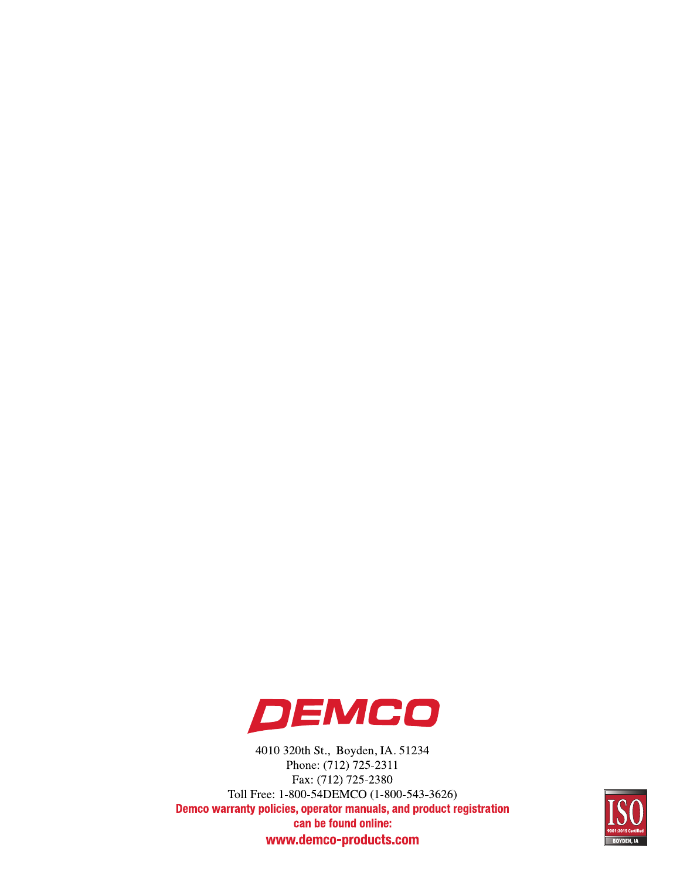**DEMCO**

4010 320th St., Boyden, IA. 51234
Phone: (712) 725-2311
Fax: (712) 725-2380
Toll Free: 1-800-54DEMCO (1-800-543-3626)

**Demco warranty policies, operator manuals, and product registration can be found online:**

**www.demco-products.com**

ISO 9001:2015 Certified
BOYDEN, IA